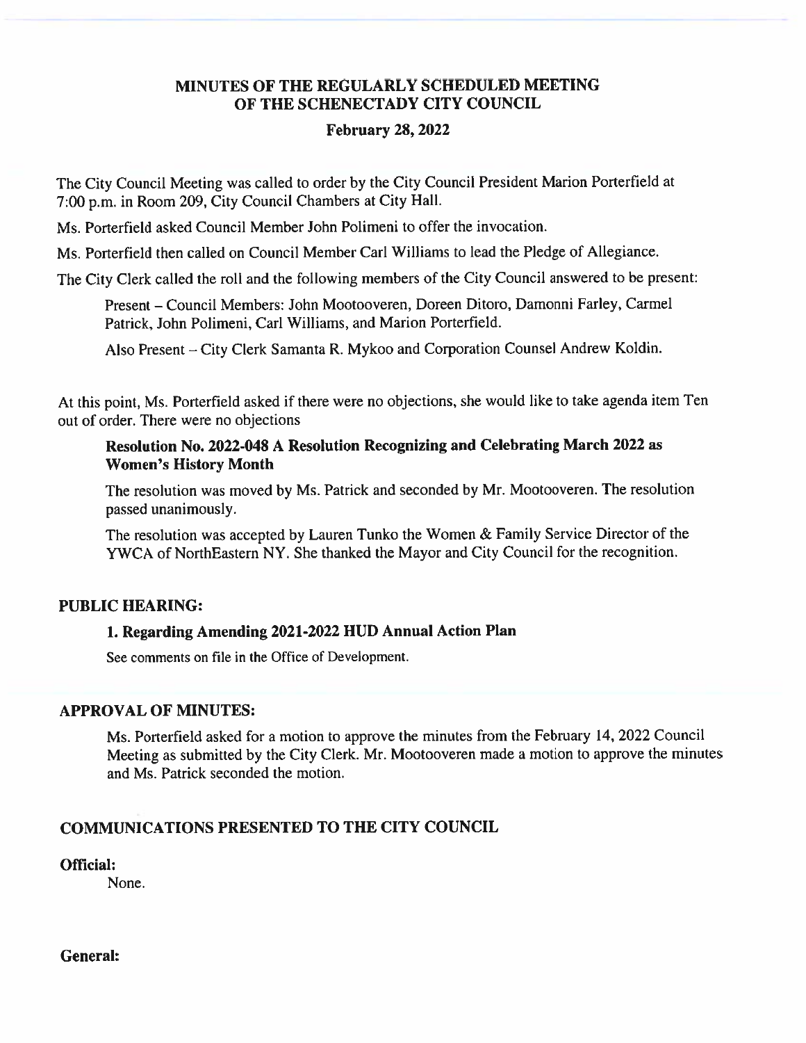# MINUTES OF THE REGULARLY SCHEDULED MEETING OF THE SCHENECTADY CITY COUNCIL

## February 28, 2022

The City Council Meeting was called to order by the City Council President Marion Porterfield at 7:00 p.m. in Room 209, City Council Chambers at City Hall.

Ms. Porterfield asked Council Member John Polimeni to offer the invocation.

Ms. Porterfield then called on Council Member Carl Williams to lead the Pledge of Allegiance.

The City Clerk called the roll and the following members of the City Council answered to be present:

> Present – Council Members: John Mootooveren, Doreen Ditoro, Damonni Farley, Carmel Patrick, John Polimeni, Carl Williams, and Marion Porterfield.
>
> Also Present – City Clerk Samanta R. Mykoo and Corporation Counsel Andrew Koldin.

At this point, Ms. Porterfield asked if there were no objections, she would like to take agenda item Ten out of order. There were no objections

> **Resolution No. 2022-048 A Resolution Recognizing and Celebrating March 2022 as Women's History Month**
>
> The resolution was moved by Ms. Patrick and seconded by Mr. Mootooveren. The resolution passed unanimously.
>
> The resolution was accepted by Lauren Tunko the Women & Family Service Director of the YWCA of NorthEastern NY. She thanked the Mayor and City Council for the recognition.

### PUBLIC HEARING:

**1. Regarding Amending 2021-2022 HUD Annual Action Plan**

See comments on file in the Office of Development.

### APPROVAL OF MINUTES:

Ms. Porterfield asked for a motion to approve the minutes from the February 14, 2022 Council Meeting as submitted by the City Clerk. Mr. Mootooveren made a motion to approve the minutes and Ms. Patrick seconded the motion.

### COMMUNICATIONS PRESENTED TO THE CITY COUNCIL

**Official:**

None.

**General:**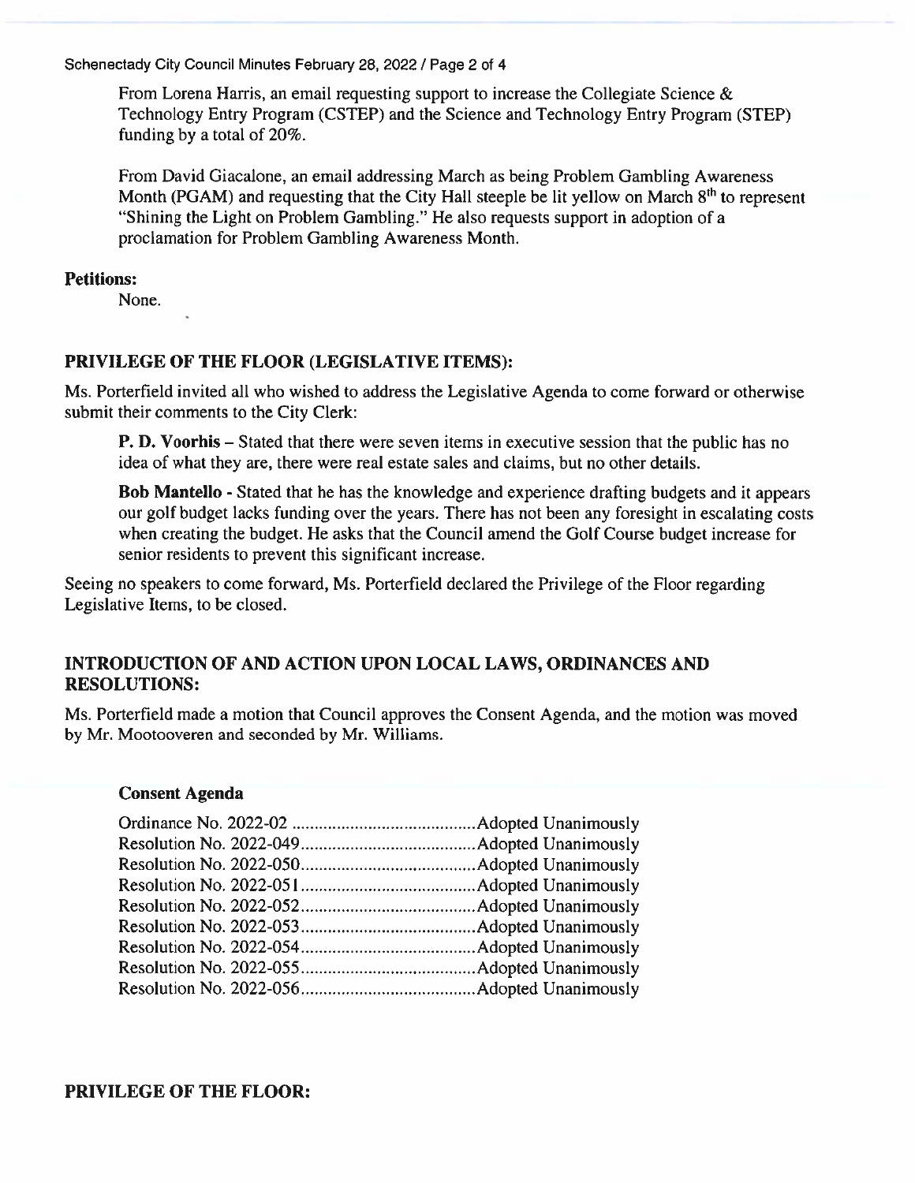From Lorena Harris, an email requesting support to increase the Collegiate Science & Technology Entry Program (CSTEP) and the Science and Technology Entry Program (STEP) funding by a total of 20%.

From David Giacalone, an email addressing March as being Problem Gambling Awareness Month (PGAM) and requesting that the City Hall steeple be lit yellow on March 8th to represent "Shining the Light on Problem Gambling." He also requests support in adoption of a proclamation for Problem Gambling Awareness Month.

**Petitions:**

None.

## PRIVILEGE OF THE FLOOR (LEGISLATIVE ITEMS):

Ms. Porterfield invited all who wished to address the Legislative Agenda to come forward or otherwise submit their comments to the City Clerk:

**P. D. Voorhis** – Stated that there were seven items in executive session that the public has no idea of what they are, there were real estate sales and claims, but no other details.

**Bob Mantello** - Stated that he has the knowledge and experience drafting budgets and it appears our golf budget lacks funding over the years. There has not been any foresight in escalating costs when creating the budget. He asks that the Council amend the Golf Course budget increase for senior residents to prevent this significant increase.

Seeing no speakers to come forward, Ms. Porterfield declared the Privilege of the Floor regarding Legislative Items, to be closed.

## INTRODUCTION OF AND ACTION UPON LOCAL LAWS, ORDINANCES AND RESOLUTIONS:

Ms. Porterfield made a motion that Council approves the Consent Agenda, and the motion was moved by Mr. Mootooveren and seconded by Mr. Williams.

**Consent Agenda**

| | |
|---|---|
| Ordinance No. 2022-02 | Adopted Unanimously |
| Resolution No. 2022-049 | Adopted Unanimously |
| Resolution No. 2022-050 | Adopted Unanimously |
| Resolution No. 2022-051 | Adopted Unanimously |
| Resolution No. 2022-052 | Adopted Unanimously |
| Resolution No. 2022-053 | Adopted Unanimously |
| Resolution No. 2022-054 | Adopted Unanimously |
| Resolution No. 2022-055 | Adopted Unanimously |
| Resolution No. 2022-056 | Adopted Unanimously |

## PRIVILEGE OF THE FLOOR: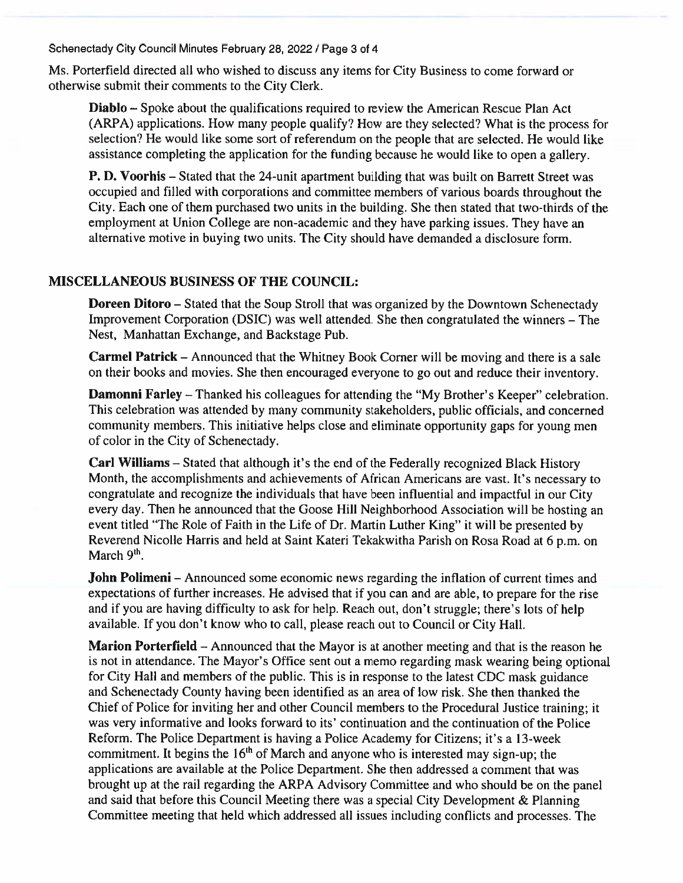Ms. Porterfield directed all who wished to discuss any items for City Business to come forward or otherwise submit their comments to the City Clerk.

**Diablo** – Spoke about the qualifications required to review the American Rescue Plan Act (ARPA) applications. How many people qualify? How are they selected? What is the process for selection? He would like some sort of referendum on the people that are selected. He would like assistance completing the application for the funding because he would like to open a gallery.

**P. D. Voorhis** – Stated that the 24-unit apartment building that was built on Barrett Street was occupied and filled with corporations and committee members of various boards throughout the City. Each one of them purchased two units in the building. She then stated that two-thirds of the employment at Union College are non-academic and they have parking issues. They have an alternative motive in buying two units. The City should have demanded a disclosure form.

## MISCELLANEOUS BUSINESS OF THE COUNCIL:

**Doreen Ditoro** – Stated that the Soup Stroll that was organized by the Downtown Schenectady Improvement Corporation (DSIC) was well attended. She then congratulated the winners – The Nest, Manhattan Exchange, and Backstage Pub.

**Carmel Patrick** – Announced that the Whitney Book Corner will be moving and there is a sale on their books and movies. She then encouraged everyone to go out and reduce their inventory.

**Damonni Farley** – Thanked his colleagues for attending the "My Brother's Keeper" celebration. This celebration was attended by many community stakeholders, public officials, and concerned community members. This initiative helps close and eliminate opportunity gaps for young men of color in the City of Schenectady.

**Carl Williams** – Stated that although it's the end of the Federally recognized Black History Month, the accomplishments and achievements of African Americans are vast. It's necessary to congratulate and recognize the individuals that have been influential and impactful in our City every day. Then he announced that the Goose Hill Neighborhood Association will be hosting an event titled "The Role of Faith in the Life of Dr. Martin Luther King" it will be presented by Reverend Nicolle Harris and held at Saint Kateri Tekakwitha Parish on Rosa Road at 6 p.m. on March 9th.

**John Polimeni** – Announced some economic news regarding the inflation of current times and expectations of further increases. He advised that if you can and are able, to prepare for the rise and if you are having difficulty to ask for help. Reach out, don't struggle; there's lots of help available. If you don't know who to call, please reach out to Council or City Hall.

**Marion Porterfield** – Announced that the Mayor is at another meeting and that is the reason he is not in attendance. The Mayor's Office sent out a memo regarding mask wearing being optional for City Hall and members of the public. This is in response to the latest CDC mask guidance and Schenectady County having been identified as an area of low risk. She then thanked the Chief of Police for inviting her and other Council members to the Procedural Justice training; it was very informative and looks forward to its' continuation and the continuation of the Police Reform. The Police Department is having a Police Academy for Citizens; it's a 13-week commitment. It begins the 16th of March and anyone who is interested may sign-up; the applications are available at the Police Department. She then addressed a comment that was brought up at the rail regarding the ARPA Advisory Committee and who should be on the panel and said that before this Council Meeting there was a special City Development & Planning Committee meeting that held which addressed all issues including conflicts and processes. The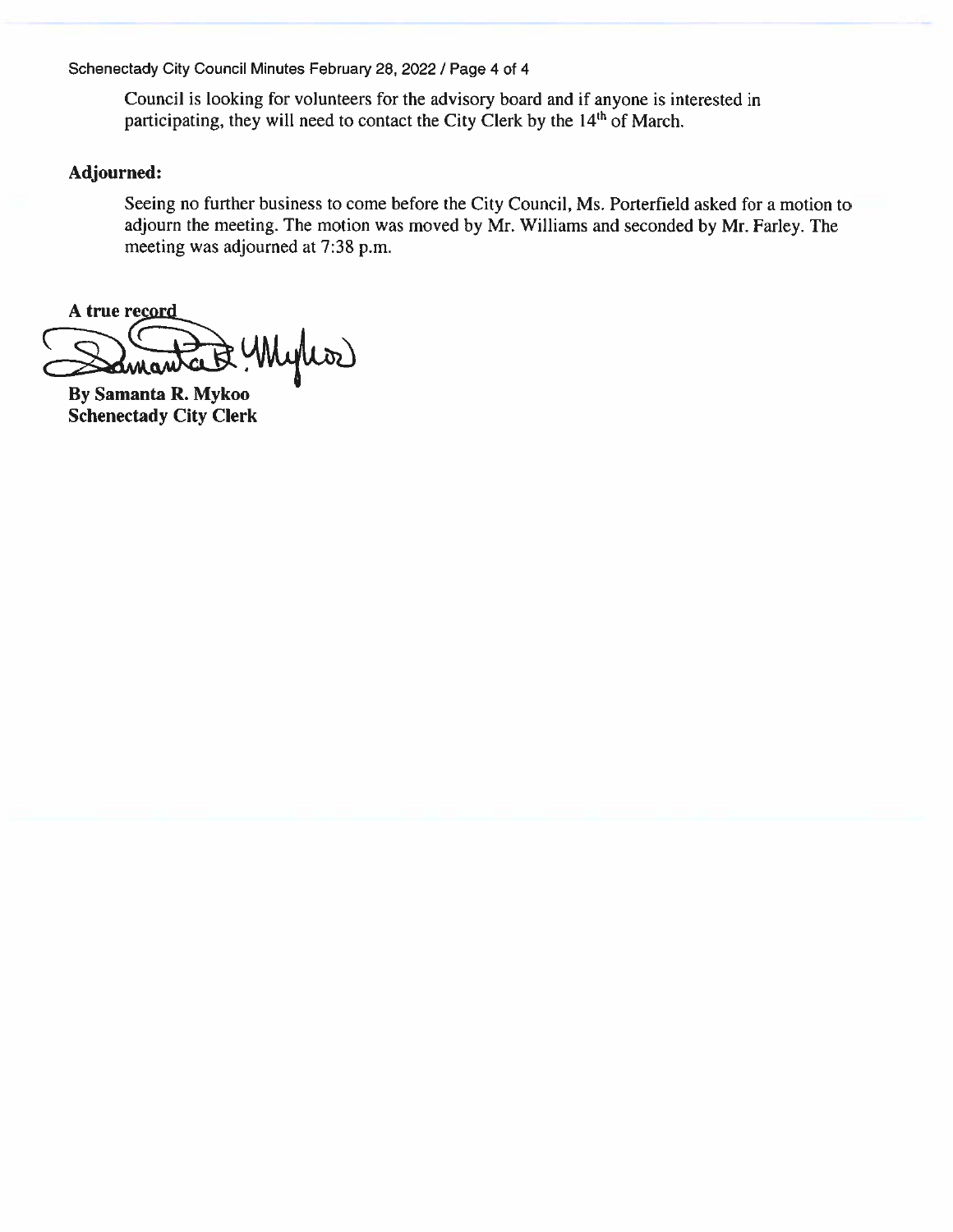Council is looking for volunteers for the advisory board and if anyone is interested in participating, they will need to contact the City Clerk by the 14th of March.

**Adjourned:**

Seeing no further business to come before the City Council, Ms. Porterfield asked for a motion to adjourn the meeting. The motion was moved by Mr. Williams and seconded by Mr. Farley. The meeting was adjourned at 7:38 p.m.

**A true record**

**By Samanta R. Mykoo**
**Schenectady City Clerk**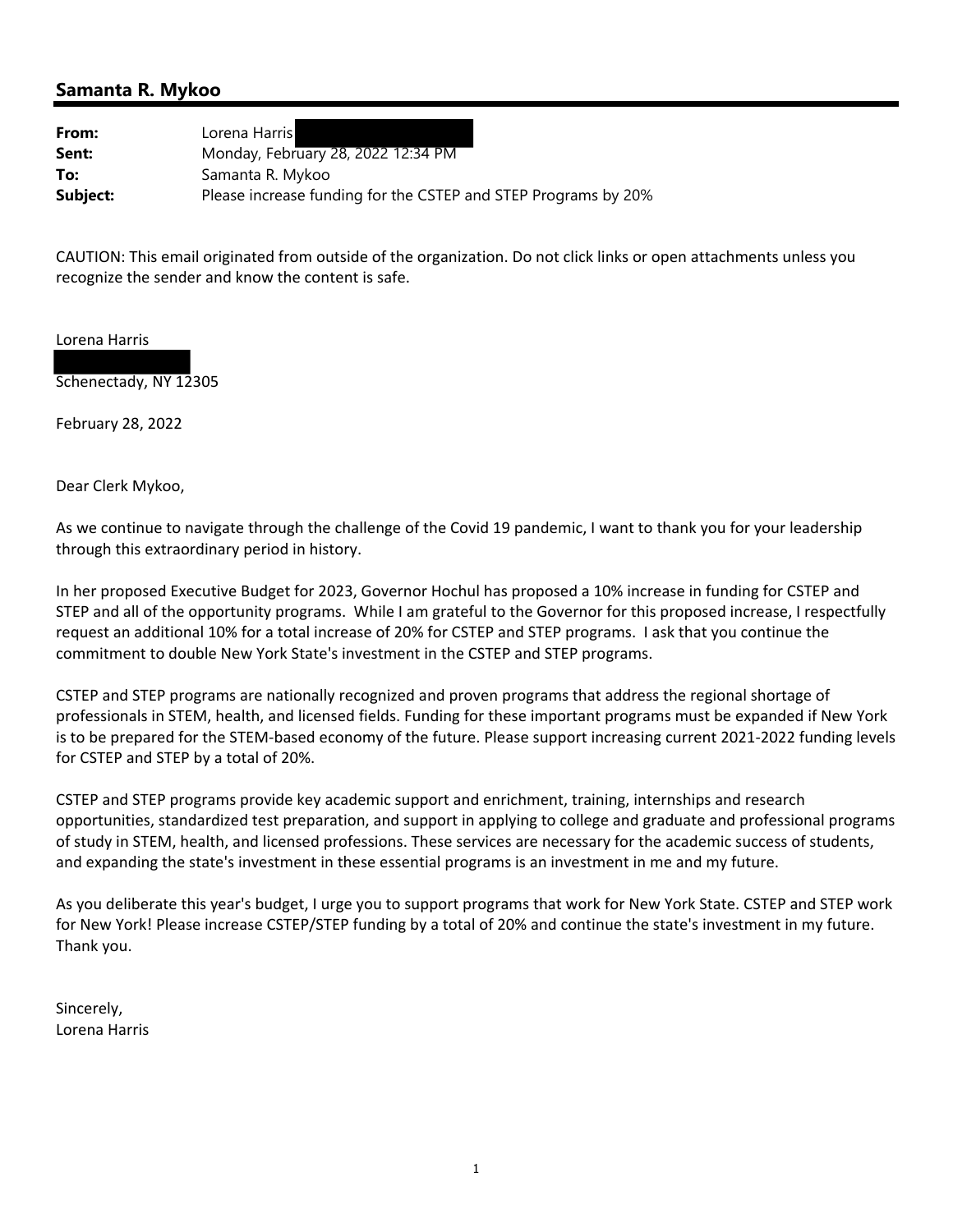## Samanta R. Mykoo

| | |
|---|---|
| **From:** | Lorena Harris |
| **Sent:** | Monday, February 28, 2022 12:34 PM |
| **To:** | Samanta R. Mykoo |
| **Subject:** | Please increase funding for the CSTEP and STEP Programs by 20% |

CAUTION: This email originated from outside of the organization. Do not click links or open attachments unless you recognize the sender and know the content is safe.

Lorena Harris

Schenectady, NY 12305

February 28, 2022

Dear Clerk Mykoo,

As we continue to navigate through the challenge of the Covid 19 pandemic, I want to thank you for your leadership through this extraordinary period in history.

In her proposed Executive Budget for 2023, Governor Hochul has proposed a 10% increase in funding for CSTEP and STEP and all of the opportunity programs. While I am grateful to the Governor for this proposed increase, I respectfully request an additional 10% for a total increase of 20% for CSTEP and STEP programs. I ask that you continue the commitment to double New York State's investment in the CSTEP and STEP programs.

CSTEP and STEP programs are nationally recognized and proven programs that address the regional shortage of professionals in STEM, health, and licensed fields. Funding for these important programs must be expanded if New York is to be prepared for the STEM-based economy of the future. Please support increasing current 2021-2022 funding levels for CSTEP and STEP by a total of 20%.

CSTEP and STEP programs provide key academic support and enrichment, training, internships and research opportunities, standardized test preparation, and support in applying to college and graduate and professional programs of study in STEM, health, and licensed professions. These services are necessary for the academic success of students, and expanding the state's investment in these essential programs is an investment in me and my future.

As you deliberate this year's budget, I urge you to support programs that work for New York State. CSTEP and STEP work for New York! Please increase CSTEP/STEP funding by a total of 20% and continue the state's investment in my future. Thank you.

Sincerely,
Lorena Harris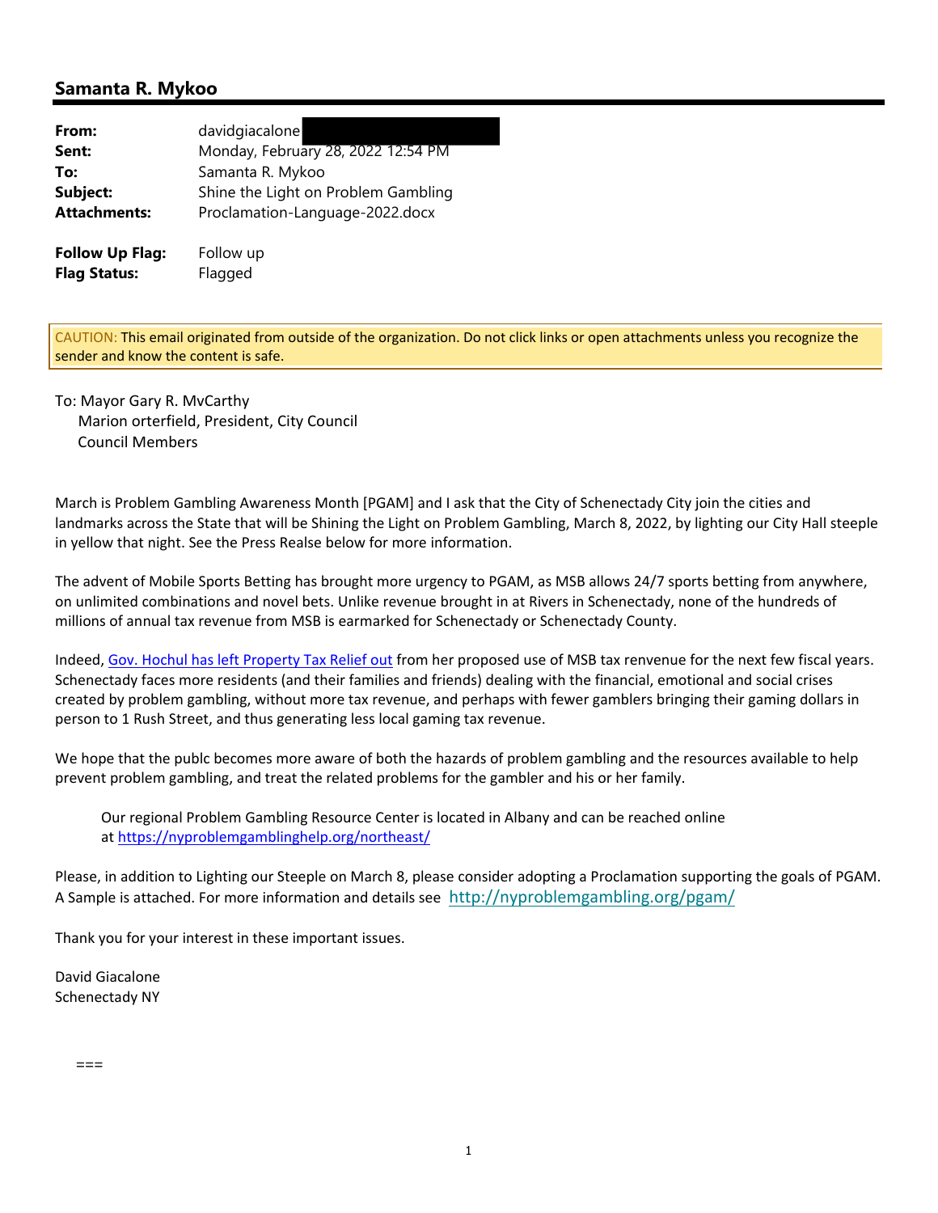## Samanta R. Mykoo

| | |
|---|---|
| **From:** | davidgiacalone |
| **Sent:** | Monday, February 28, 2022 12:54 PM |
| **To:** | Samanta R. Mykoo |
| **Subject:** | Shine the Light on Problem Gambling |
| **Attachments:** | Proclamation-Language-2022.docx |
| **Follow Up Flag:** | Follow up |
| **Flag Status:** | Flagged |

CAUTION: This email originated from outside of the organization. Do not click links or open attachments unless you recognize the sender and know the content is safe.

To: Mayor Gary R. MvCarthy
Marion orterfield, President, City Council
Council Members

March is Problem Gambling Awareness Month [PGAM] and I ask that the City of Schenectady City join the cities and landmarks across the State that will be Shining the Light on Problem Gambling, March 8, 2022, by lighting our City Hall steeple in yellow that night. See the Press Realse below for more information.

The advent of Mobile Sports Betting has brought more urgency to PGAM, as MSB allows 24/7 sports betting from anywhere, on unlimited combinations and novel bets. Unlike revenue brought in at Rivers in Schenectady, none of the hundreds of millions of annual tax revenue from MSB is earmarked for Schenectady or Schenectady County.

Indeed, Gov. Hochul has left Property Tax Relief out from her proposed use of MSB tax renvenue for the next few fiscal years. Schenectady faces more residents (and their families and friends) dealing with the financial, emotional and social crises created by problem gambling, without more tax revenue, and perhaps with fewer gamblers bringing their gaming dollars in person to 1 Rush Street, and thus generating less local gaming tax revenue.

We hope that the publc becomes more aware of both the hazards of problem gambling and the resources available to help prevent problem gambling, and treat the related problems for the gambler and his or her family.

> Our regional Problem Gambling Resource Center is located in Albany and can be reached online at https://nyproblemgamblinghelp.org/northeast/

Please, in addition to Lighting our Steeple on March 8, please consider adopting a Proclamation supporting the goals of PGAM. A Sample is attached. For more information and details see http://nyproblemgambling.org/pgam/

Thank you for your interest in these important issues.

David Giacalone
Schenectady NY

===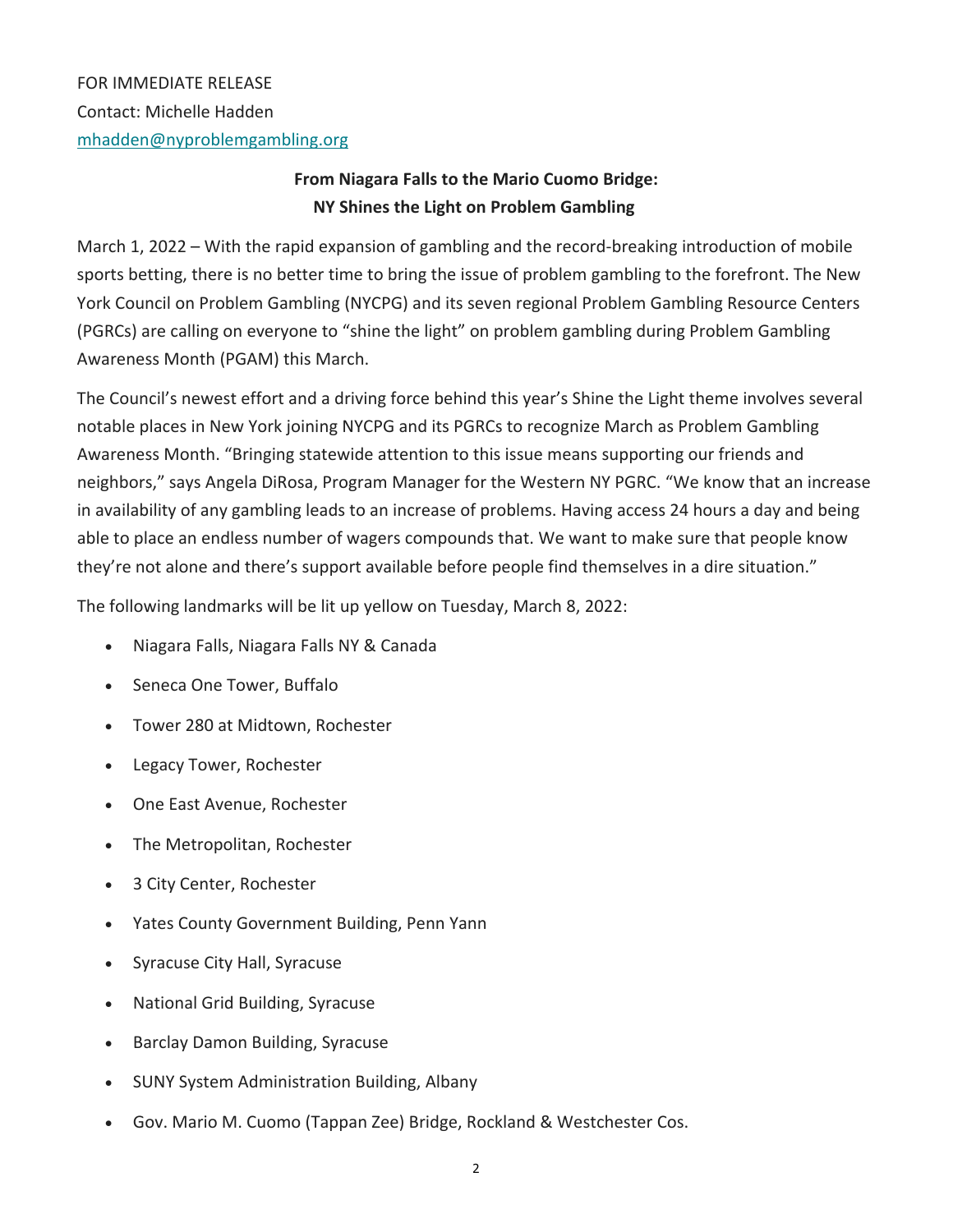FOR IMMEDIATE RELEASE

Contact: Michelle Hadden

mhadden@nyproblemgambling.org

**From Niagara Falls to the Mario Cuomo Bridge:**
**NY Shines the Light on Problem Gambling**

March 1, 2022 – With the rapid expansion of gambling and the record-breaking introduction of mobile sports betting, there is no better time to bring the issue of problem gambling to the forefront. The New York Council on Problem Gambling (NYCPG) and its seven regional Problem Gambling Resource Centers (PGRCs) are calling on everyone to "shine the light" on problem gambling during Problem Gambling Awareness Month (PGAM) this March.

The Council's newest effort and a driving force behind this year's Shine the Light theme involves several notable places in New York joining NYCPG and its PGRCs to recognize March as Problem Gambling Awareness Month. "Bringing statewide attention to this issue means supporting our friends and neighbors," says Angela DiRosa, Program Manager for the Western NY PGRC. "We know that an increase in availability of any gambling leads to an increase of problems. Having access 24 hours a day and being able to place an endless number of wagers compounds that. We want to make sure that people know they're not alone and there's support available before people find themselves in a dire situation."

The following landmarks will be lit up yellow on Tuesday, March 8, 2022:

- Niagara Falls, Niagara Falls NY & Canada
- Seneca One Tower, Buffalo
- Tower 280 at Midtown, Rochester
- Legacy Tower, Rochester
- One East Avenue, Rochester
- The Metropolitan, Rochester
- 3 City Center, Rochester
- Yates County Government Building, Penn Yann
- Syracuse City Hall, Syracuse
- National Grid Building, Syracuse
- Barclay Damon Building, Syracuse
- SUNY System Administration Building, Albany
- Gov. Mario M. Cuomo (Tappan Zee) Bridge, Rockland & Westchester Cos.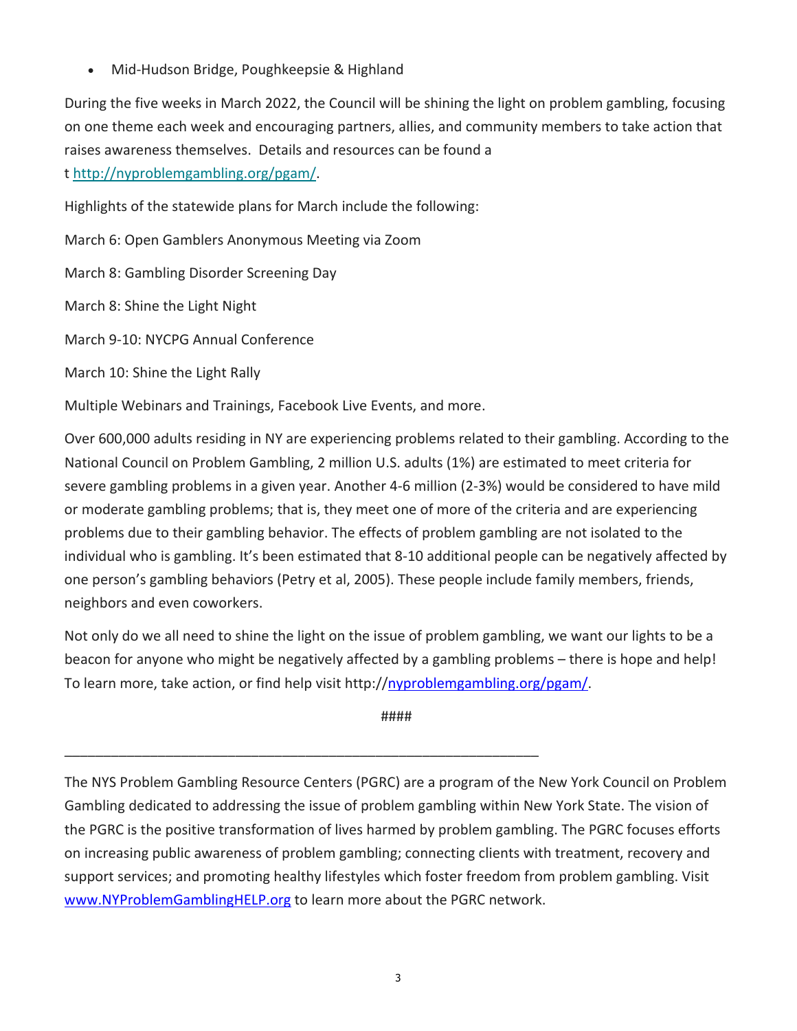- Mid-Hudson Bridge, Poughkeepsie & Highland

During the five weeks in March 2022, the Council will be shining the light on problem gambling, focusing on one theme each week and encouraging partners, allies, and community members to take action that raises awareness themselves. Details and resources can be found a t http://nyproblemgambling.org/pgam/.

Highlights of the statewide plans for March include the following:

March 6: Open Gamblers Anonymous Meeting via Zoom

March 8: Gambling Disorder Screening Day

March 8: Shine the Light Night

March 9-10: NYCPG Annual Conference

March 10: Shine the Light Rally

Multiple Webinars and Trainings, Facebook Live Events, and more.

Over 600,000 adults residing in NY are experiencing problems related to their gambling. According to the National Council on Problem Gambling, 2 million U.S. adults (1%) are estimated to meet criteria for severe gambling problems in a given year. Another 4-6 million (2-3%) would be considered to have mild or moderate gambling problems; that is, they meet one of more of the criteria and are experiencing problems due to their gambling behavior. The effects of problem gambling are not isolated to the individual who is gambling. It's been estimated that 8-10 additional people can be negatively affected by one person's gambling behaviors (Petry et al, 2005). These people include family members, friends, neighbors and even coworkers.

Not only do we all need to shine the light on the issue of problem gambling, we want our lights to be a beacon for anyone who might be negatively affected by a gambling problems – there is hope and help! To learn more, take action, or find help visit http://nyproblemgambling.org/pgam/.

####

---

The NYS Problem Gambling Resource Centers (PGRC) are a program of the New York Council on Problem Gambling dedicated to addressing the issue of problem gambling within New York State. The vision of the PGRC is the positive transformation of lives harmed by problem gambling. The PGRC focuses efforts on increasing public awareness of problem gambling; connecting clients with treatment, recovery and support services; and promoting healthy lifestyles which foster freedom from problem gambling. Visit www.NYProblemGamblingHELP.org to learn more about the PGRC network.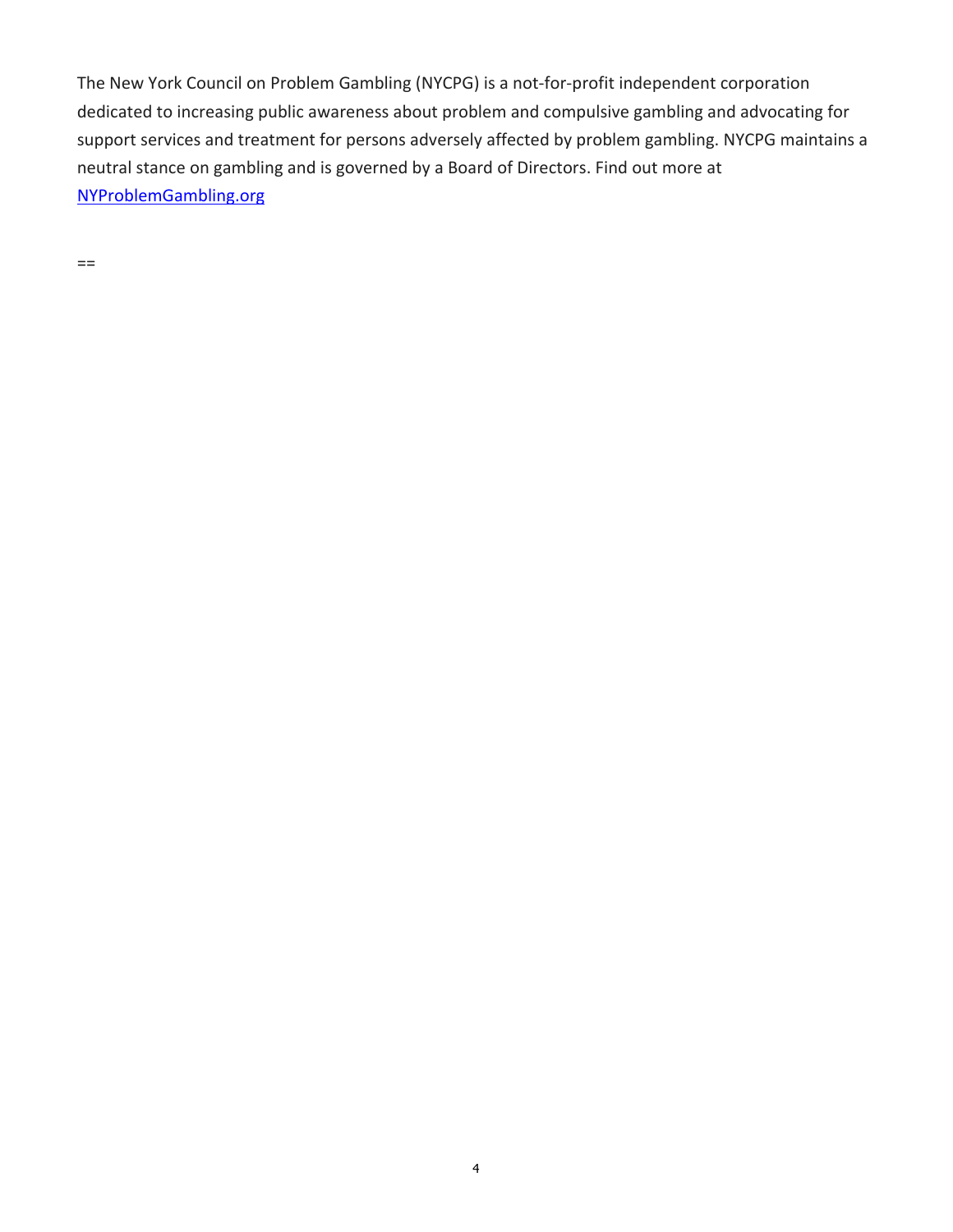The New York Council on Problem Gambling (NYCPG) is a not-for-profit independent corporation dedicated to increasing public awareness about problem and compulsive gambling and advocating for support services and treatment for persons adversely affected by problem gambling. NYCPG maintains a neutral stance on gambling and is governed by a Board of Directors. Find out more at [NYProblemGambling.org](NYProblemGambling.org)

==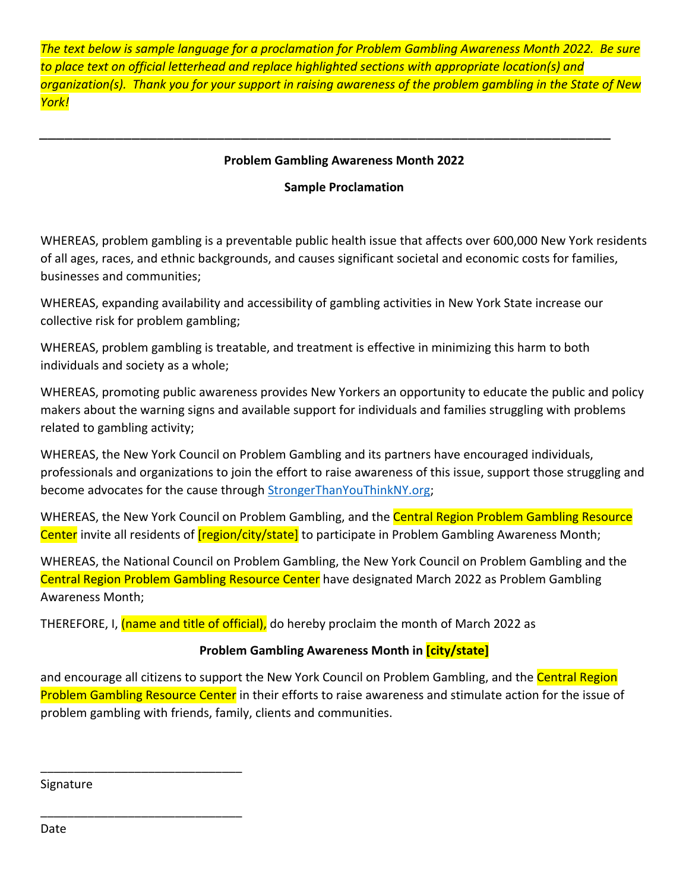*The text below is sample language for a proclamation for Problem Gambling Awareness Month 2022. Be sure to place text on official letterhead and replace highlighted sections with appropriate location(s) and organization(s). Thank you for your support in raising awareness of the problem gambling in the State of New York!*

---

**Problem Gambling Awareness Month 2022**

**Sample Proclamation**

WHEREAS, problem gambling is a preventable public health issue that affects over 600,000 New York residents of all ages, races, and ethnic backgrounds, and causes significant societal and economic costs for families, businesses and communities;

WHEREAS, expanding availability and accessibility of gambling activities in New York State increase our collective risk for problem gambling;

WHEREAS, problem gambling is treatable, and treatment is effective in minimizing this harm to both individuals and society as a whole;

WHEREAS, promoting public awareness provides New Yorkers an opportunity to educate the public and policy makers about the warning signs and available support for individuals and families struggling with problems related to gambling activity;

WHEREAS, the New York Council on Problem Gambling and its partners have encouraged individuals, professionals and organizations to join the effort to raise awareness of this issue, support those struggling and become advocates for the cause through StrongerThanYouThinkNY.org;

WHEREAS, the New York Council on Problem Gambling, and the Central Region Problem Gambling Resource Center invite all residents of [region/city/state] to participate in Problem Gambling Awareness Month;

WHEREAS, the National Council on Problem Gambling, the New York Council on Problem Gambling and the Central Region Problem Gambling Resource Center have designated March 2022 as Problem Gambling Awareness Month;

THEREFORE, I, (name and title of official), do hereby proclaim the month of March 2022 as

**Problem Gambling Awareness Month in [city/state]**

and encourage all citizens to support the New York Council on Problem Gambling, and the Central Region Problem Gambling Resource Center in their efforts to raise awareness and stimulate action for the issue of problem gambling with friends, family, clients and communities.

\_\_\_\_\_\_\_\_\_\_\_\_\_\_\_\_\_\_\_\_\_\_\_\_\_\_\_\_\_\_

Signature

\_\_\_\_\_\_\_\_\_\_\_\_\_\_\_\_\_\_\_\_\_\_\_\_\_\_\_\_\_\_

Date